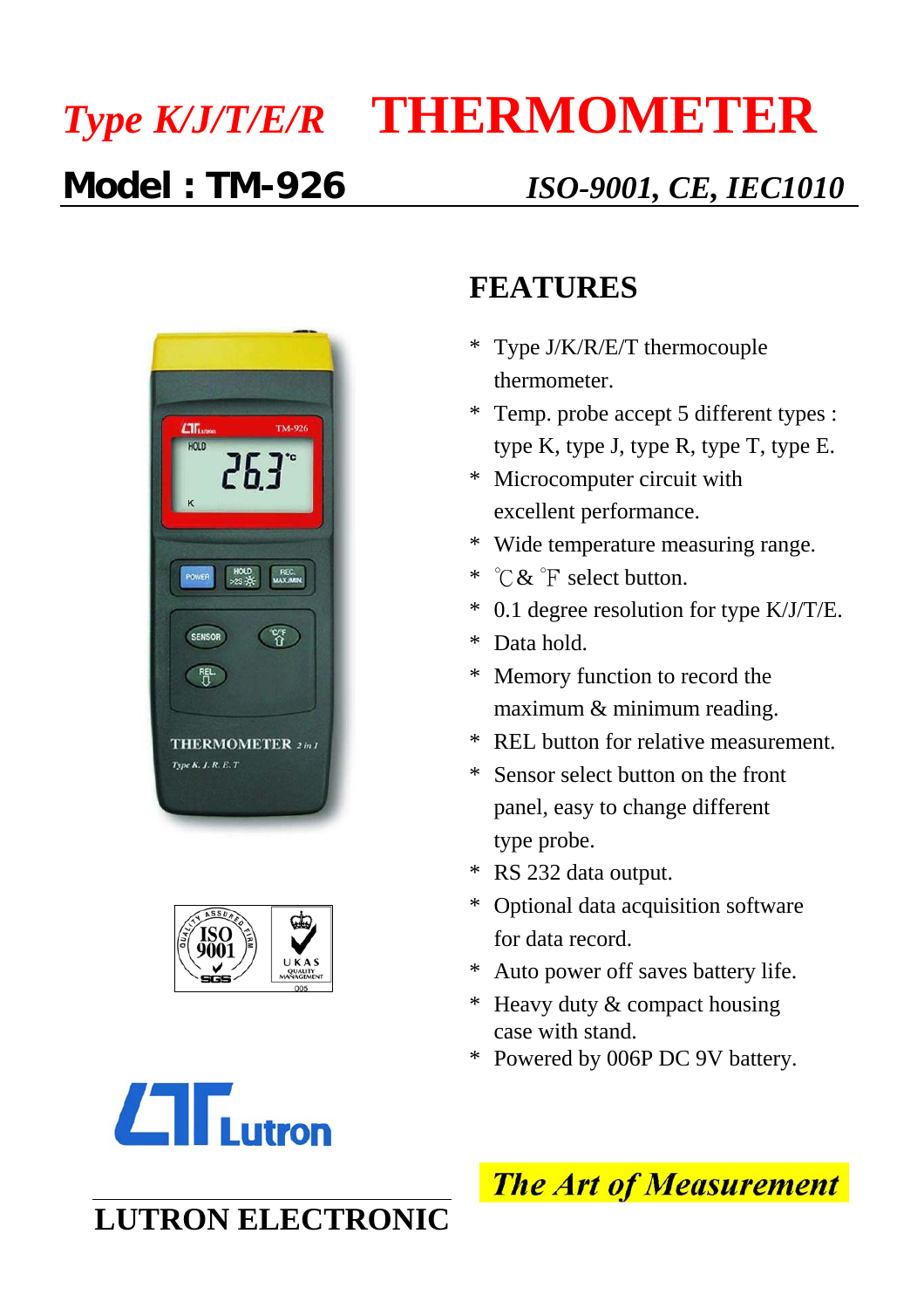# *Type K/J/T/E/R* THERMOMETER

## Model : TM-926 *ISO-9001, CE, IEC1010*

## FEATURES

* Type J/K/R/E/T thermocouple thermometer.
* Temp. probe accept 5 different types : type K, type J, type R, type T, type E.
* Microcomputer circuit with excellent performance.
* Wide temperature measuring range.
* ℃& ℉ select button.
* 0.1 degree resolution for type K/J/T/E.
* Data hold.
* Memory function to record the maximum & minimum reading.
* REL button for relative measurement.
* Sensor select button on the front panel, easy to change different type probe.
* RS 232 data output.
* Optional data acquisition software for data record.
* Auto power off saves battery life.
* Heavy duty & compact housing case with stand.
* Powered by 006P DC 9V battery.

***The Art of Measurement***

**LUTRON ELECTRONIC**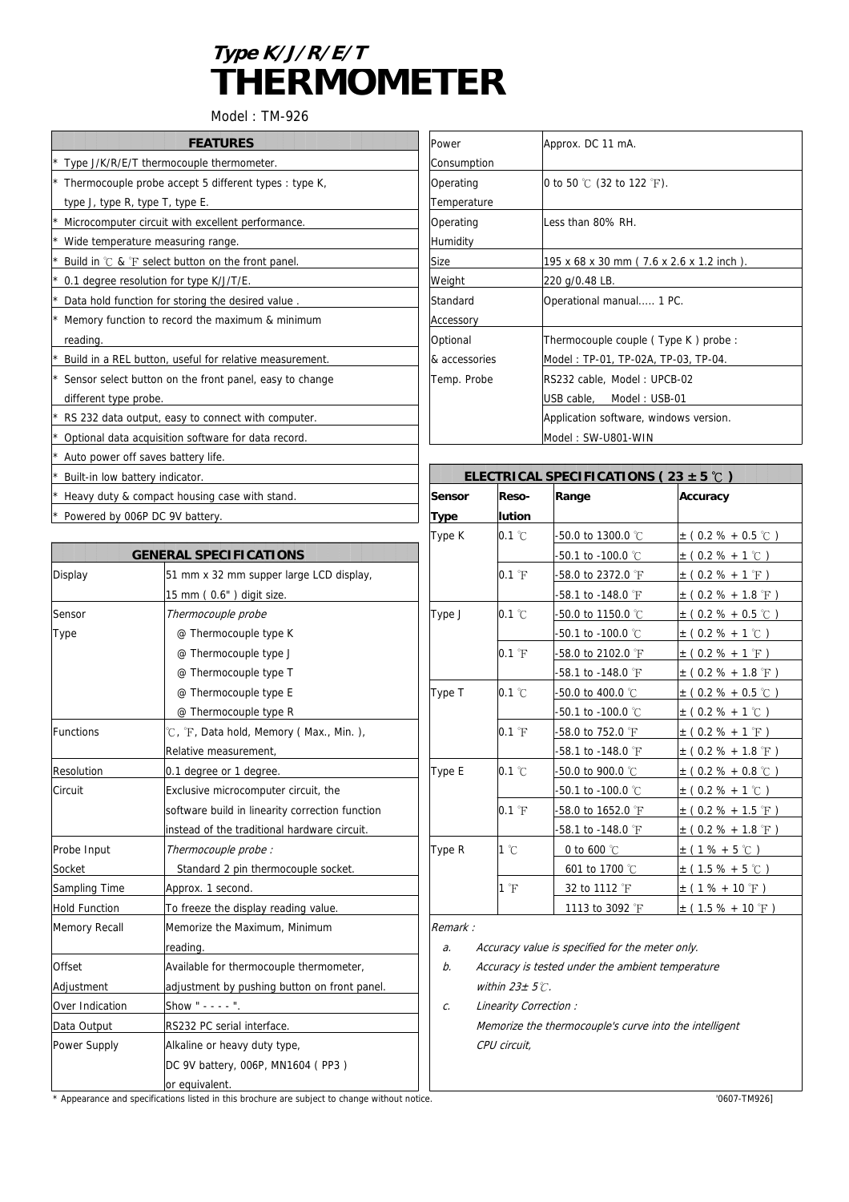# Type K/J/R/E/T
# THERMOMETER

Model : TM-926

| FEATURES |
|---|
| * Type J/K/R/E/T thermocouple thermometer. |
| * Thermocouple probe accept 5 different types : type K, type J, type R, type T, type E. |
| * Microcomputer circuit with excellent performance. |
| * Wide temperature measuring range. |
| * Build in ℃ & ℉ select button on the front panel. |
| * 0.1 degree resolution for type K/J/T/E. |
| * Data hold function for storing the desired value . |
| * Memory function to record the maximum & minimum reading. |
| * Build in a REL button, useful for relative measurement. |
| * Sensor select button on the front panel, easy to change different type probe. |
| * RS 232 data output, easy to connect with computer. |
| * Optional data acquisition software for data record. |
| * Auto power off saves battery life. |
| * Built-in low battery indicator. |
| * Heavy duty & compact housing case with stand. |
| * Powered by 006P DC 9V battery. |

| GENERAL SPECIFICATIONS | |
|---|---|
| Display | 51 mm x 32 mm supper large LCD display, 15 mm ( 0.6" ) digit size. |
| Sensor Type | *Thermocouple probe* <br> @ Thermocouple type K <br> @ Thermocouple type J <br> @ Thermocouple type T <br> @ Thermocouple type E <br> @ Thermocouple type R |
| Functions | ℃, ℉, Data hold, Memory ( Max., Min. ), Relative measurement, |
| Resolution | 0.1 degree or 1 degree. |
| Circuit | Exclusive microcomputer circuit, the software build in linearity correction function instead of the traditional hardware circuit. |
| Probe Input Socket | *Thermocouple probe :* Standard 2 pin thermocouple socket. |
| Sampling Time | Approx. 1 second. |
| Hold Function | To freeze the display reading value. |
| Memory Recall | Memorize the Maximum, Minimum reading. |
| Offset Adjustment | Available for thermocouple thermometer, adjustment by pushing button on front panel. |
| Over Indication | Show " - - - - ". |
| Data Output | RS232 PC serial interface. |
| Power Supply | Alkaline or heavy duty type, DC 9V battery, 006P, MN1604 ( PP3 ) or equivalent. |

| | |
|---|---|
| Power Consumption | Approx. DC 11 mA. |
| Operating Temperature | 0 to 50 ℃ (32 to 122 ℉). |
| Operating Humidity | Less than 80% RH. |
| Size | 195 x 68 x 30 mm ( 7.6 x 2.6 x 1.2 inch ). |
| Weight | 220 g/0.48 LB. |
| Standard Accessory | Operational manual..... 1 PC. |
| Optional & accessories Temp. Probe | Thermocouple couple ( Type K ) probe : Model : TP-01, TP-02A, TP-03, TP-04. <br> RS232 cable, Model : UPCB-02 <br> USB cable, Model : USB-01 <br> Application software, windows version. Model : SW-U801-WIN |

**ELECTRICAL SPECIFICATIONS ( 23 ± 5 ℃ )**

| Sensor Type | Reso- lution | Range | Accuracy |
|---|---|---|---|
| Type K | 0.1 ℃ | -50.0 to 1300.0 ℃ | ± ( 0.2 % + 0.5 ℃ ) |
| | | -50.1 to -100.0 ℃ | ± ( 0.2 % + 1 ℃ ) |
| | 0.1 ℉ | -58.0 to 2372.0 ℉ | ± ( 0.2 % + 1 ℉ ) |
| | | -58.1 to -148.0 ℉ | ± ( 0.2 % + 1.8 ℉ ) |
| Type J | 0.1 ℃ | -50.0 to 1150.0 ℃ | ± ( 0.2 % + 0.5 ℃ ) |
| | | -50.1 to -100.0 ℃ | ± ( 0.2 % + 1 ℃ ) |
| | 0.1 ℉ | -58.0 to 2102.0 ℉ | ± ( 0.2 % + 1 ℉ ) |
| | | -58.1 to -148.0 ℉ | ± ( 0.2 % + 1.8 ℉ ) |
| Type T | 0.1 ℃ | -50.0 to 400.0 ℃ | ± ( 0.2 % + 0.5 ℃ ) |
| | | -50.1 to -100.0 ℃ | ± ( 0.2 % + 1 ℃ ) |
| | 0.1 ℉ | -58.0 to 752.0 ℉ | ± ( 0.2 % + 1 ℉ ) |
| | | -58.1 to -148.0 ℉ | ± ( 0.2 % + 1.8 ℉ ) |
| Type E | 0.1 ℃ | -50.0 to 900.0 ℃ | ± ( 0.2 % + 0.8 ℃ ) |
| | | -50.1 to -100.0 ℃ | ± ( 0.2 % + 1 ℃ ) |
| | 0.1 ℉ | -58.0 to 1652.0 ℉ | ± ( 0.2 % + 1.5 ℉ ) |
| | | -58.1 to -148.0 ℉ | ± ( 0.2 % + 1.8 ℉ ) |
| Type R | 1 ℃ | 0 to 600 ℃ | ± ( 1 % + 5 ℃ ) |
| | | 601 to 1700 ℃ | ± ( 1.5 % + 5 ℃ ) |
| | 1 ℉ | 32 to 1112 ℉ | ± ( 1 % + 10 ℉ ) |
| | | 1113 to 3092 ℉ | ± ( 1.5 % + 10 ℉ ) |

*Remark :*

*a. Accuracy value is specified for the meter only.*

*b. Accuracy is tested under the ambient temperature within 23± 5℃.*

*c. Linearity Correction : Memorize the thermocouple's curve into the intelligent CPU circuit,*

* Appearance and specifications listed in this brochure are subject to change without notice.

'0607-TM926]